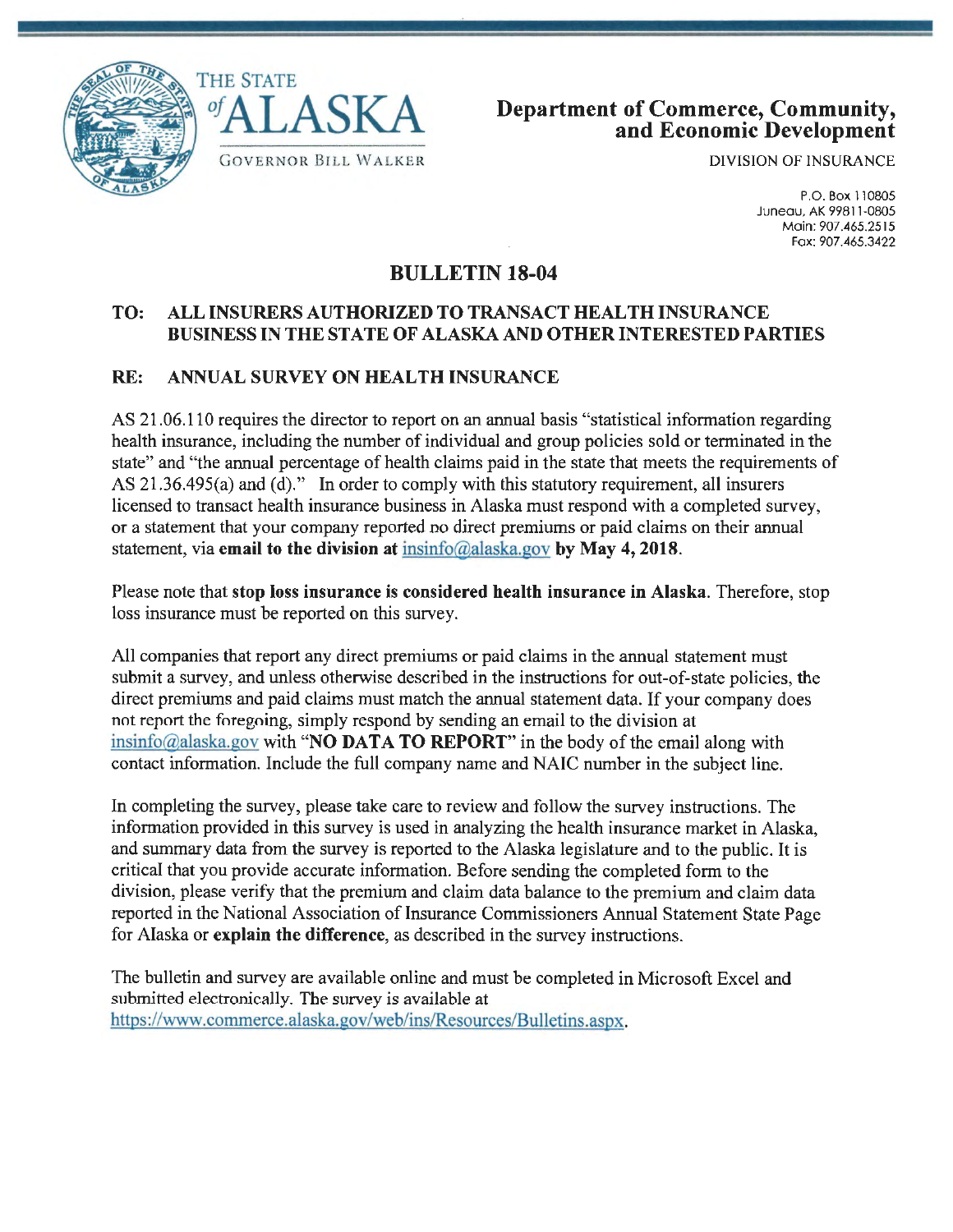THE STATE of ALASKA

GOVERNOR BILL WALKER

**Department of Commerce, Community, and Economic Development**

DIVISION OF INSURANCE

P.O. Box 110805
Juneau, AK 99811-0805
Main: 907.465.2515
Fax: 907.465.3422

# BULLETIN 18-04

**TO: ALL INSURERS AUTHORIZED TO TRANSACT HEALTH INSURANCE BUSINESS IN THE STATE OF ALASKA AND OTHER INTERESTED PARTIES**

**RE: ANNUAL SURVEY ON HEALTH INSURANCE**

AS 21.06.110 requires the director to report on an annual basis "statistical information regarding health insurance, including the number of individual and group policies sold or terminated in the state" and "the annual percentage of health claims paid in the state that meets the requirements of AS 21.36.495(a) and (d)." In order to comply with this statutory requirement, all insurers licensed to transact health insurance business in Alaska must respond with a completed survey, or a statement that your company reported no direct premiums or paid claims on their annual statement, via **email to the division at** insinfo@alaska.gov **by May 4, 2018**.

Please note that **stop loss insurance is considered health insurance in Alaska**. Therefore, stop loss insurance must be reported on this survey.

All companies that report any direct premiums or paid claims in the annual statement must submit a survey, and unless otherwise described in the instructions for out-of-state policies, the direct premiums and paid claims must match the annual statement data. If your company does not report the foregoing, simply respond by sending an email to the division at insinfo@alaska.gov with "**NO DATA TO REPORT**" in the body of the email along with contact information. Include the full company name and NAIC number in the subject line.

In completing the survey, please take care to review and follow the survey instructions. The information provided in this survey is used in analyzing the health insurance market in Alaska, and summary data from the survey is reported to the Alaska legislature and to the public. It is critical that you provide accurate information. Before sending the completed form to the division, please verify that the premium and claim data balance to the premium and claim data reported in the National Association of Insurance Commissioners Annual Statement State Page for Alaska or **explain the difference**, as described in the survey instructions.

The bulletin and survey are available online and must be completed in Microsoft Excel and submitted electronically. The survey is available at https://www.commerce.alaska.gov/web/ins/Resources/Bulletins.aspx.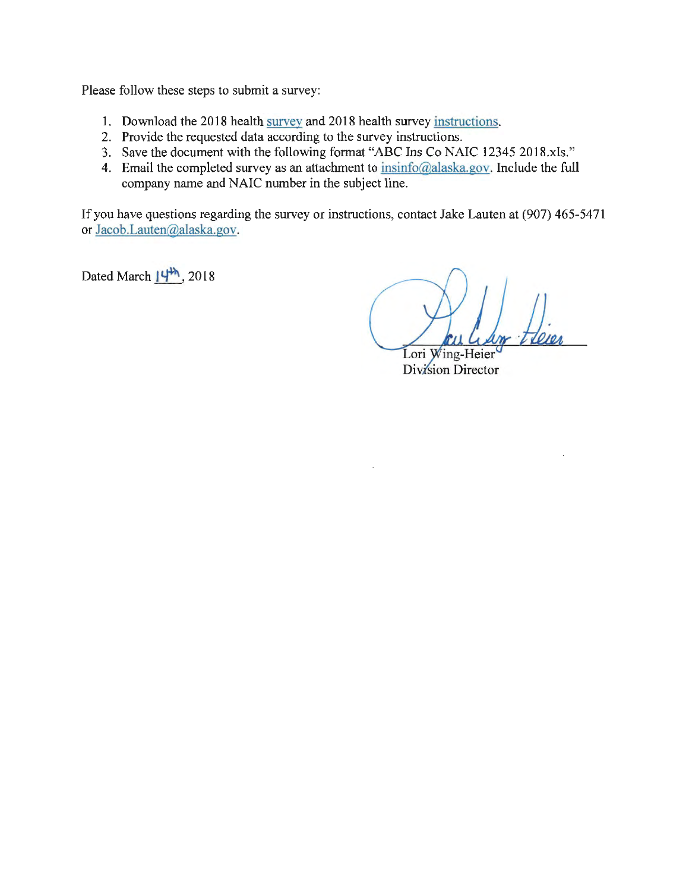Please follow these steps to submit a survey:

1. Download the 2018 health survey and 2018 health survey instructions.
2. Provide the requested data according to the survey instructions.
3. Save the document with the following format "ABC Ins Co NAIC 12345 2018.xls."
4. Email the completed survey as an attachment to insinfo@alaska.gov. Include the full company name and NAIC number in the subject line.

If you have questions regarding the survey or instructions, contact Jake Lauten at (907) 465-5471 or Jacob.Lauten@alaska.gov.

Dated March 14th, 2018

Lori Wing-Heier
Division Director